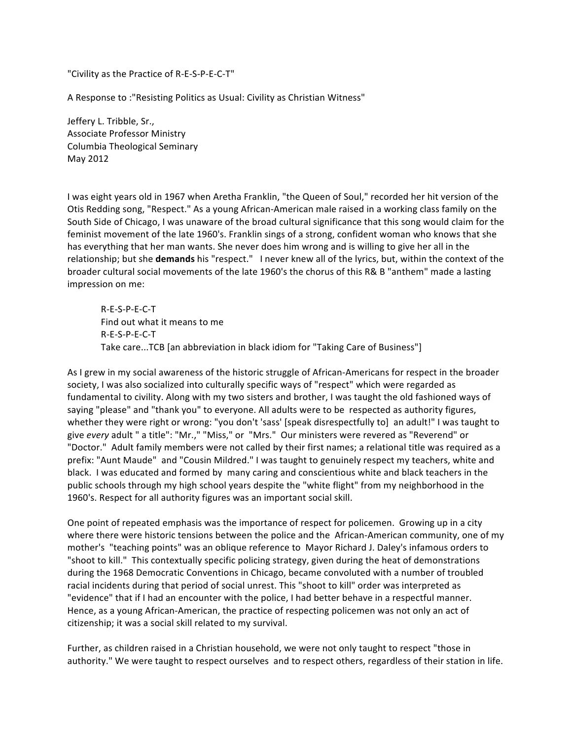"Civility as the Practice of R-E-S-P-E-C-T"

A Response to :"Resisting Politics as Usual: Civility as Christian Witness"

Jeffery L. Tribble, Sr.,
Associate Professor Ministry
Columbia Theological Seminary
May 2012

I was eight years old in 1967 when Aretha Franklin, "the Queen of Soul," recorded her hit version of the Otis Redding song, "Respect." As a young African-American male raised in a working class family on the South Side of Chicago, I was unaware of the broad cultural significance that this song would claim for the feminist movement of the late 1960's. Franklin sings of a strong, confident woman who knows that she has everything that her man wants. She never does him wrong and is willing to give her all in the relationship; but she **demands** his "respect." I never knew all of the lyrics, but, within the context of the broader cultural social movements of the late 1960's the chorus of this R& B "anthem" made a lasting impression on me:

> R-E-S-P-E-C-T
> Find out what it means to me
> R-E-S-P-E-C-T
> Take care...TCB [an abbreviation in black idiom for "Taking Care of Business"]

As I grew in my social awareness of the historic struggle of African-Americans for respect in the broader society, I was also socialized into culturally specific ways of "respect" which were regarded as fundamental to civility. Along with my two sisters and brother, I was taught the old fashioned ways of saying "please" and "thank you" to everyone. All adults were to be respected as authority figures, whether they were right or wrong: "you don't 'sass' [speak disrespectfully to] an adult!" I was taught to give *every* adult " a title": "Mr.," "Miss," or "Mrs." Our ministers were revered as "Reverend" or "Doctor." Adult family members were not called by their first names; a relational title was required as a prefix: "Aunt Maude" and "Cousin Mildred." I was taught to genuinely respect my teachers, white and black. I was educated and formed by many caring and conscientious white and black teachers in the public schools through my high school years despite the "white flight" from my neighborhood in the 1960's. Respect for all authority figures was an important social skill.

One point of repeated emphasis was the importance of respect for policemen. Growing up in a city where there were historic tensions between the police and the African-American community, one of my mother's "teaching points" was an oblique reference to Mayor Richard J. Daley's infamous orders to "shoot to kill." This contextually specific policing strategy, given during the heat of demonstrations during the 1968 Democratic Conventions in Chicago, became convoluted with a number of troubled racial incidents during that period of social unrest. This "shoot to kill" order was interpreted as "evidence" that if I had an encounter with the police, I had better behave in a respectful manner. Hence, as a young African-American, the practice of respecting policemen was not only an act of citizenship; it was a social skill related to my survival.

Further, as children raised in a Christian household, we were not only taught to respect "those in authority." We were taught to respect ourselves and to respect others, regardless of their station in life.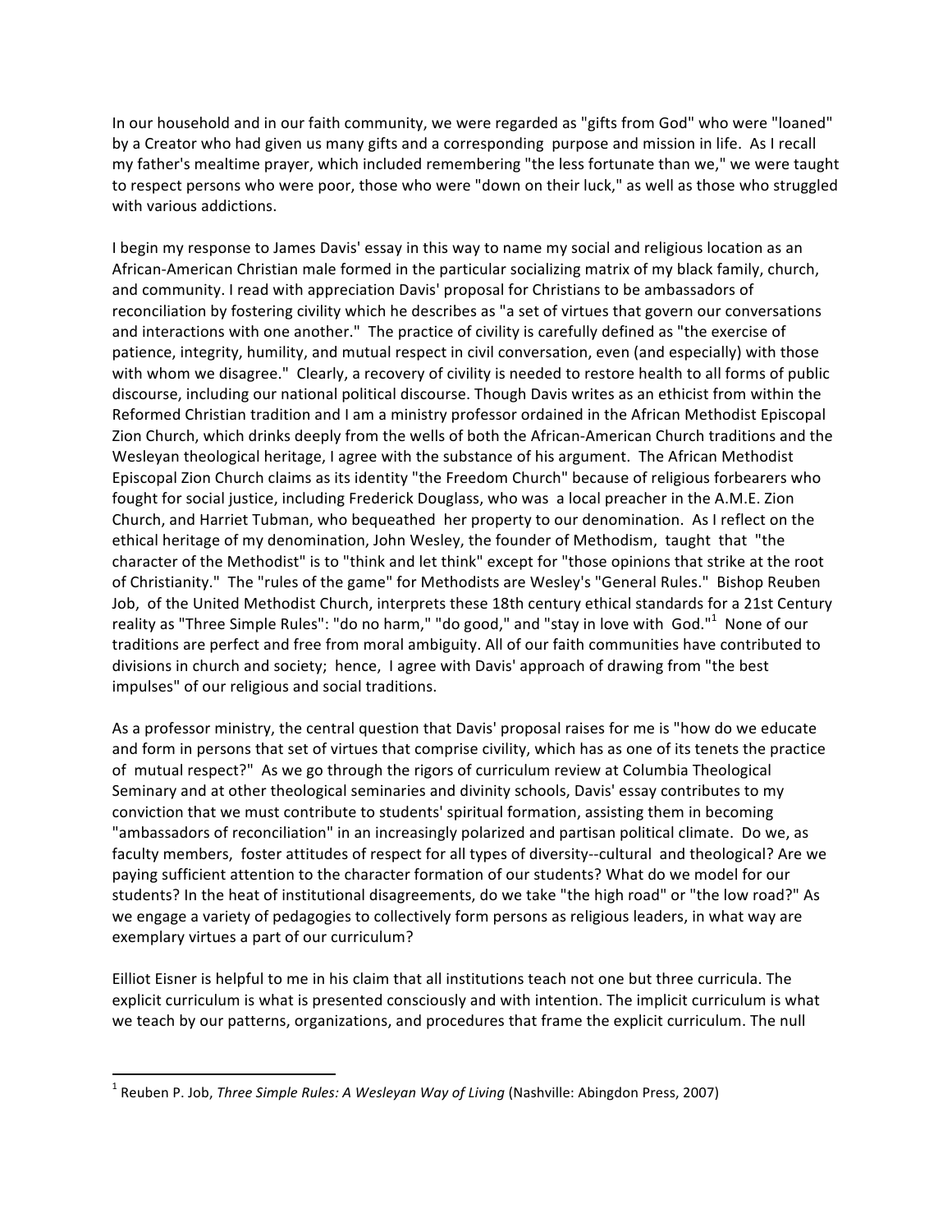In our household and in our faith community, we were regarded as "gifts from God" who were "loaned" by a Creator who had given us many gifts and a corresponding purpose and mission in life. As I recall my father's mealtime prayer, which included remembering "the less fortunate than we," we were taught to respect persons who were poor, those who were "down on their luck," as well as those who struggled with various addictions.

I begin my response to James Davis' essay in this way to name my social and religious location as an African-American Christian male formed in the particular socializing matrix of my black family, church, and community. I read with appreciation Davis' proposal for Christians to be ambassadors of reconciliation by fostering civility which he describes as "a set of virtues that govern our conversations and interactions with one another." The practice of civility is carefully defined as "the exercise of patience, integrity, humility, and mutual respect in civil conversation, even (and especially) with those with whom we disagree." Clearly, a recovery of civility is needed to restore health to all forms of public discourse, including our national political discourse. Though Davis writes as an ethicist from within the Reformed Christian tradition and I am a ministry professor ordained in the African Methodist Episcopal Zion Church, which drinks deeply from the wells of both the African-American Church traditions and the Wesleyan theological heritage, I agree with the substance of his argument. The African Methodist Episcopal Zion Church claims as its identity "the Freedom Church" because of religious forbearers who fought for social justice, including Frederick Douglass, who was a local preacher in the A.M.E. Zion Church, and Harriet Tubman, who bequeathed her property to our denomination. As I reflect on the ethical heritage of my denomination, John Wesley, the founder of Methodism, taught that "the character of the Methodist" is to "think and let think" except for "those opinions that strike at the root of Christianity." The "rules of the game" for Methodists are Wesley's "General Rules." Bishop Reuben Job, of the United Methodist Church, interprets these 18th century ethical standards for a 21st Century reality as "Three Simple Rules": "do no harm," "do good," and "stay in love with God."[1] None of our traditions are perfect and free from moral ambiguity. All of our faith communities have contributed to divisions in church and society; hence, I agree with Davis' approach of drawing from "the best impulses" of our religious and social traditions.

As a professor ministry, the central question that Davis' proposal raises for me is "how do we educate and form in persons that set of virtues that comprise civility, which has as one of its tenets the practice of mutual respect?" As we go through the rigors of curriculum review at Columbia Theological Seminary and at other theological seminaries and divinity schools, Davis' essay contributes to my conviction that we must contribute to students' spiritual formation, assisting them in becoming "ambassadors of reconciliation" in an increasingly polarized and partisan political climate. Do we, as faculty members, foster attitudes of respect for all types of diversity--cultural and theological? Are we paying sufficient attention to the character formation of our students? What do we model for our students? In the heat of institutional disagreements, do we take "the high road" or "the low road?" As we engage a variety of pedagogies to collectively form persons as religious leaders, in what way are exemplary virtues a part of our curriculum?

Eilliot Eisner is helpful to me in his claim that all institutions teach not one but three curricula. The explicit curriculum is what is presented consciously and with intention. The implicit curriculum is what we teach by our patterns, organizations, and procedures that frame the explicit curriculum. The null

[1] Reuben P. Job, *Three Simple Rules: A Wesleyan Way of Living* (Nashville: Abingdon Press, 2007)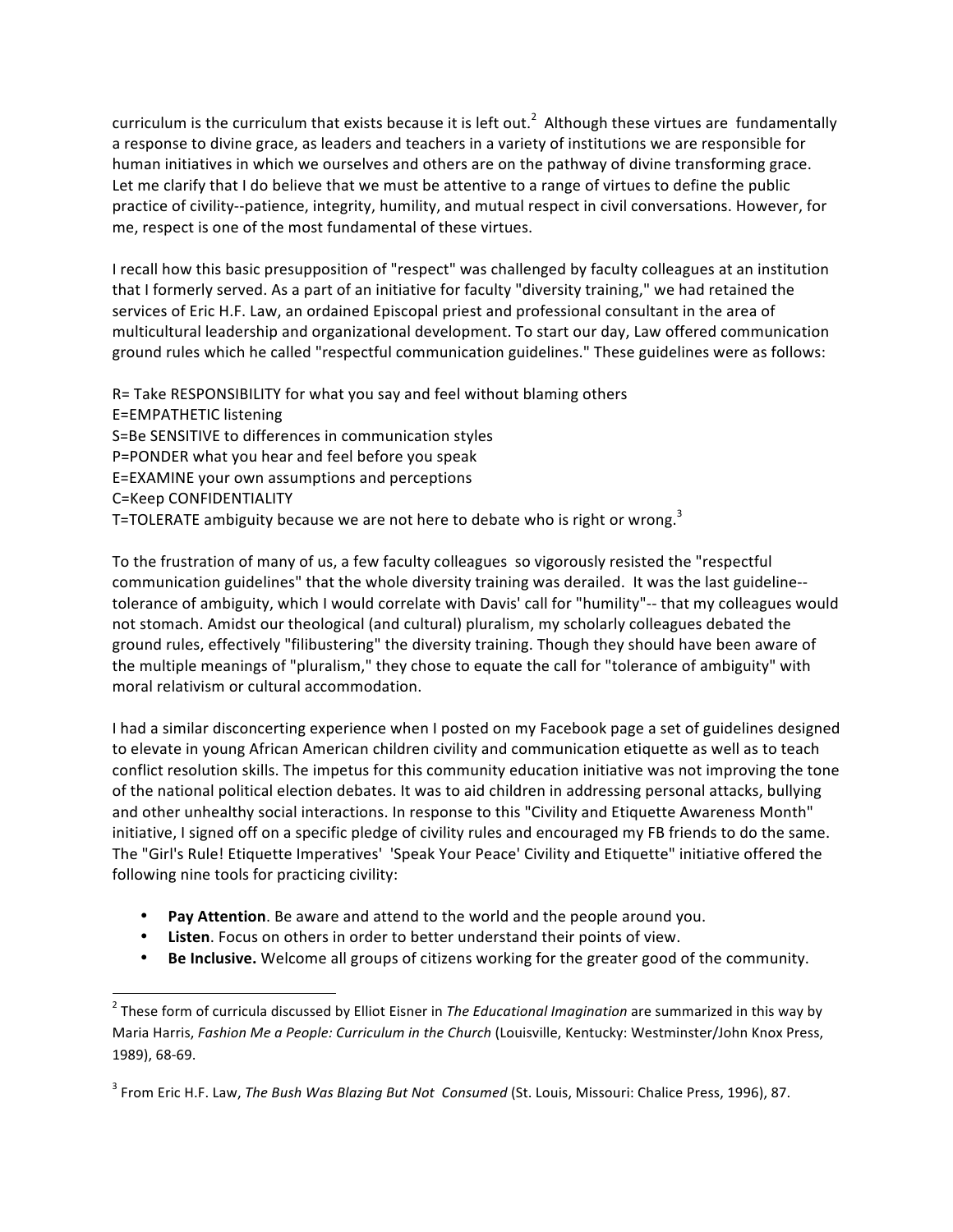curriculum is the curriculum that exists because it is left out.[2] Although these virtues are fundamentally a response to divine grace, as leaders and teachers in a variety of institutions we are responsible for human initiatives in which we ourselves and others are on the pathway of divine transforming grace. Let me clarify that I do believe that we must be attentive to a range of virtues to define the public practice of civility--patience, integrity, humility, and mutual respect in civil conversations. However, for me, respect is one of the most fundamental of these virtues.

I recall how this basic presupposition of "respect" was challenged by faculty colleagues at an institution that I formerly served. As a part of an initiative for faculty "diversity training," we had retained the services of Eric H.F. Law, an ordained Episcopal priest and professional consultant in the area of multicultural leadership and organizational development. To start our day, Law offered communication ground rules which he called "respectful communication guidelines." These guidelines were as follows:

R= Take RESPONSIBILITY for what you say and feel without blaming others
E=EMPATHETIC listening
S=Be SENSITIVE to differences in communication styles
P=PONDER what you hear and feel before you speak
E=EXAMINE your own assumptions and perceptions
C=Keep CONFIDENTIALITY
T=TOLERATE ambiguity because we are not here to debate who is right or wrong.[3]

To the frustration of many of us, a few faculty colleagues so vigorously resisted the "respectful communication guidelines" that the whole diversity training was derailed. It was the last guideline--tolerance of ambiguity, which I would correlate with Davis' call for "humility"-- that my colleagues would not stomach. Amidst our theological (and cultural) pluralism, my scholarly colleagues debated the ground rules, effectively "filibustering" the diversity training. Though they should have been aware of the multiple meanings of "pluralism," they chose to equate the call for "tolerance of ambiguity" with moral relativism or cultural accommodation.

I had a similar disconcerting experience when I posted on my Facebook page a set of guidelines designed to elevate in young African American children civility and communication etiquette as well as to teach conflict resolution skills. The impetus for this community education initiative was not improving the tone of the national political election debates. It was to aid children in addressing personal attacks, bullying and other unhealthy social interactions. In response to this "Civility and Etiquette Awareness Month" initiative, I signed off on a specific pledge of civility rules and encouraged my FB friends to do the same. The "Girl's Rule! Etiquette Imperatives' 'Speak Your Peace' Civility and Etiquette" initiative offered the following nine tools for practicing civility:

- **Pay Attention**. Be aware and attend to the world and the people around you.
- **Listen**. Focus on others in order to better understand their points of view.
- **Be Inclusive.** Welcome all groups of citizens working for the greater good of the community.

---

[2] These form of curricula discussed by Elliot Eisner in *The Educational Imagination* are summarized in this way by Maria Harris, *Fashion Me a People: Curriculum in the Church* (Louisville, Kentucky: Westminster/John Knox Press, 1989), 68-69.

[3] From Eric H.F. Law, *The Bush Was Blazing But Not Consumed* (St. Louis, Missouri: Chalice Press, 1996), 87.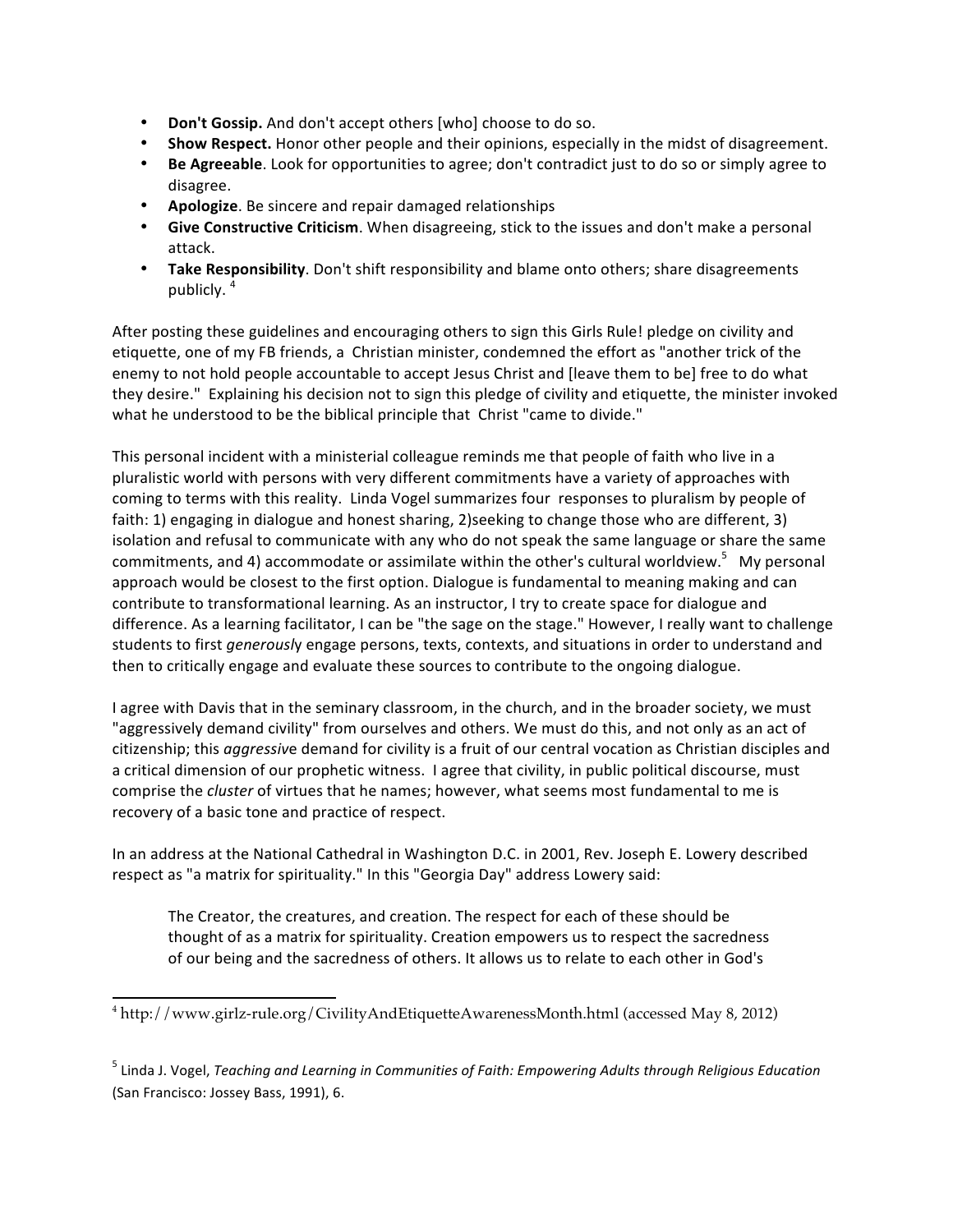- **Don't Gossip.** And don't accept others [who] choose to do so.
- **Show Respect.** Honor other people and their opinions, especially in the midst of disagreement.
- **Be Agreeable**. Look for opportunities to agree; don't contradict just to do so or simply agree to disagree.
- **Apologize**. Be sincere and repair damaged relationships
- **Give Constructive Criticism**. When disagreeing, stick to the issues and don't make a personal attack.
- **Take Responsibility**. Don't shift responsibility and blame onto others; share disagreements publicly. [4]

After posting these guidelines and encouraging others to sign this Girls Rule! pledge on civility and etiquette, one of my FB friends, a Christian minister, condemned the effort as "another trick of the enemy to not hold people accountable to accept Jesus Christ and [leave them to be] free to do what they desire." Explaining his decision not to sign this pledge of civility and etiquette, the minister invoked what he understood to be the biblical principle that Christ "came to divide."

This personal incident with a ministerial colleague reminds me that people of faith who live in a pluralistic world with persons with very different commitments have a variety of approaches with coming to terms with this reality. Linda Vogel summarizes four responses to pluralism by people of faith: 1) engaging in dialogue and honest sharing, 2)seeking to change those who are different, 3) isolation and refusal to communicate with any who do not speak the same language or share the same commitments, and 4) accommodate or assimilate within the other's cultural worldview.[5] My personal approach would be closest to the first option. Dialogue is fundamental to meaning making and can contribute to transformational learning. As an instructor, I try to create space for dialogue and difference. As a learning facilitator, I can be "the sage on the stage." However, I really want to challenge students to first *generousl*y engage persons, texts, contexts, and situations in order to understand and then to critically engage and evaluate these sources to contribute to the ongoing dialogue.

I agree with Davis that in the seminary classroom, in the church, and in the broader society, we must "aggressively demand civility" from ourselves and others. We must do this, and not only as an act of citizenship; this *aggressiv*e demand for civility is a fruit of our central vocation as Christian disciples and a critical dimension of our prophetic witness. I agree that civility, in public political discourse, must comprise the *cluster* of virtues that he names; however, what seems most fundamental to me is recovery of a basic tone and practice of respect.

In an address at the National Cathedral in Washington D.C. in 2001, Rev. Joseph E. Lowery described respect as "a matrix for spirituality." In this "Georgia Day" address Lowery said:

> The Creator, the creatures, and creation. The respect for each of these should be thought of as a matrix for spirituality. Creation empowers us to respect the sacredness of our being and the sacredness of others. It allows us to relate to each other in God's

---

[4] http://www.girlz-rule.org/CivilityAndEtiquetteAwarenessMonth.html (accessed May 8, 2012)

[5] Linda J. Vogel, *Teaching and Learning in Communities of Faith: Empowering Adults through Religious Education* (San Francisco: Jossey Bass, 1991), 6.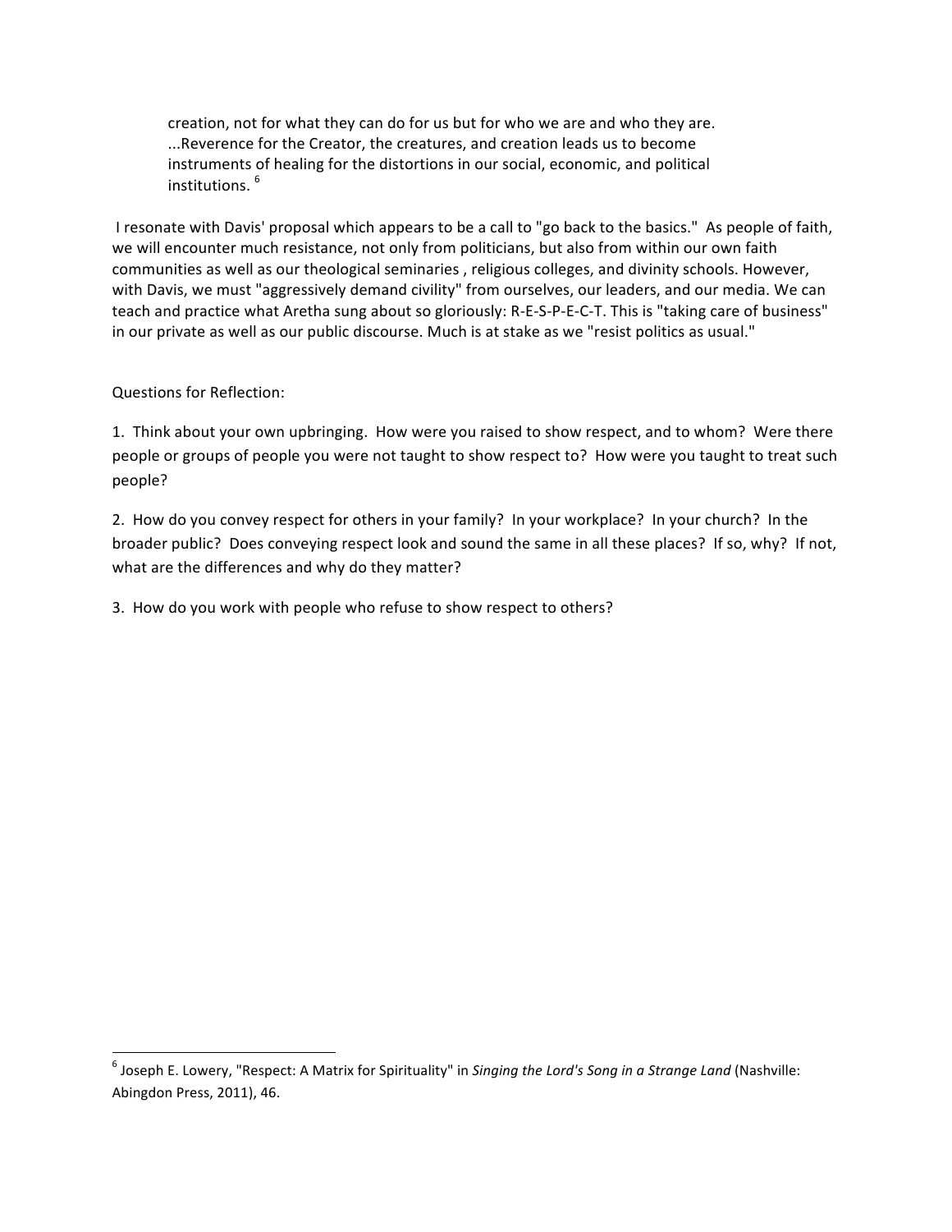> creation, not for what they can do for us but for who we are and who they are. ...Reverence for the Creator, the creatures, and creation leads us to become instruments of healing for the distortions in our social, economic, and political institutions. [6]

I resonate with Davis' proposal which appears to be a call to "go back to the basics." As people of faith, we will encounter much resistance, not only from politicians, but also from within our own faith communities as well as our theological seminaries , religious colleges, and divinity schools. However, with Davis, we must "aggressively demand civility" from ourselves, our leaders, and our media. We can teach and practice what Aretha sung about so gloriously: R-E-S-P-E-C-T. This is "taking care of business" in our private as well as our public discourse. Much is at stake as we "resist politics as usual."

Questions for Reflection:

1. Think about your own upbringing. How were you raised to show respect, and to whom? Were there people or groups of people you were not taught to show respect to? How were you taught to treat such people?

2. How do you convey respect for others in your family? In your workplace? In your church? In the broader public? Does conveying respect look and sound the same in all these places? If so, why? If not, what are the differences and why do they matter?

3. How do you work with people who refuse to show respect to others?

---

[6] Joseph E. Lowery, "Respect: A Matrix for Spirituality" in *Singing the Lord's Song in a Strange Land* (Nashville: Abingdon Press, 2011), 46.